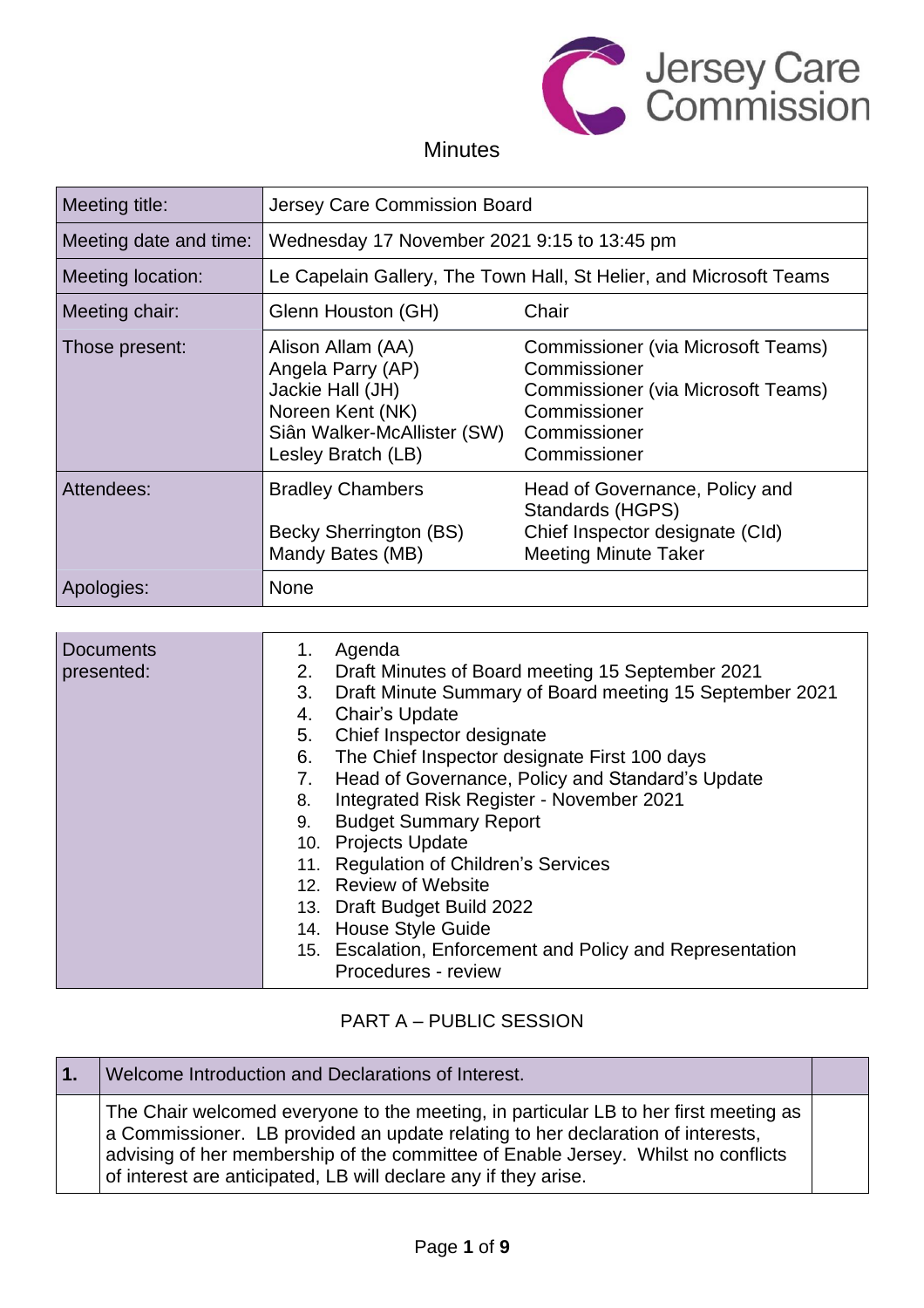Jersey Care Commission

# Minutes

| Meeting title: | Jersey Care Commission Board | |
|---|---|---|
| Meeting date and time: | Wednesday 17 November 2021 9:15 to 13:45 pm | |
| Meeting location: | Le Capelain Gallery, The Town Hall, St Helier, and Microsoft Teams | |
| Meeting chair: | Glenn Houston (GH) | Chair |
| Those present: | Alison Allam (AA)<br>Angela Parry (AP)<br>Jackie Hall (JH)<br>Noreen Kent (NK)<br>Siân Walker-McAllister (SW)<br>Lesley Bratch (LB) | Commissioner (via Microsoft Teams)<br>Commissioner<br>Commissioner (via Microsoft Teams)<br>Commissioner<br>Commissioner<br>Commissioner |
| Attendees: | Bradley Chambers<br><br>Becky Sherrington (BS)<br>Mandy Bates (MB) | Head of Governance, Policy and Standards (HGPS)<br>Chief Inspector designate (CId)<br>Meeting Minute Taker |
| Apologies: | None | |

| Documents presented: | |
|---|---|
| | 1. Agenda<br>2. Draft Minutes of Board meeting 15 September 2021<br>3. Draft Minute Summary of Board meeting 15 September 2021<br>4. Chair's Update<br>5. Chief Inspector designate<br>6. The Chief Inspector designate First 100 days<br>7. Head of Governance, Policy and Standard's Update<br>8. Integrated Risk Register - November 2021<br>9. Budget Summary Report<br>10. Projects Update<br>11. Regulation of Children's Services<br>12. Review of Website<br>13. Draft Budget Build 2022<br>14. House Style Guide<br>15. Escalation, Enforcement and Policy and Representation Procedures - review |

## PART A – PUBLIC SESSION

| 1. | Welcome Introduction and Declarations of Interest. | |
|---|---|---|
| | The Chair welcomed everyone to the meeting, in particular LB to her first meeting as a Commissioner. LB provided an update relating to her declaration of interests, advising of her membership of the committee of Enable Jersey. Whilst no conflicts of interest are anticipated, LB will declare any if they arise. | |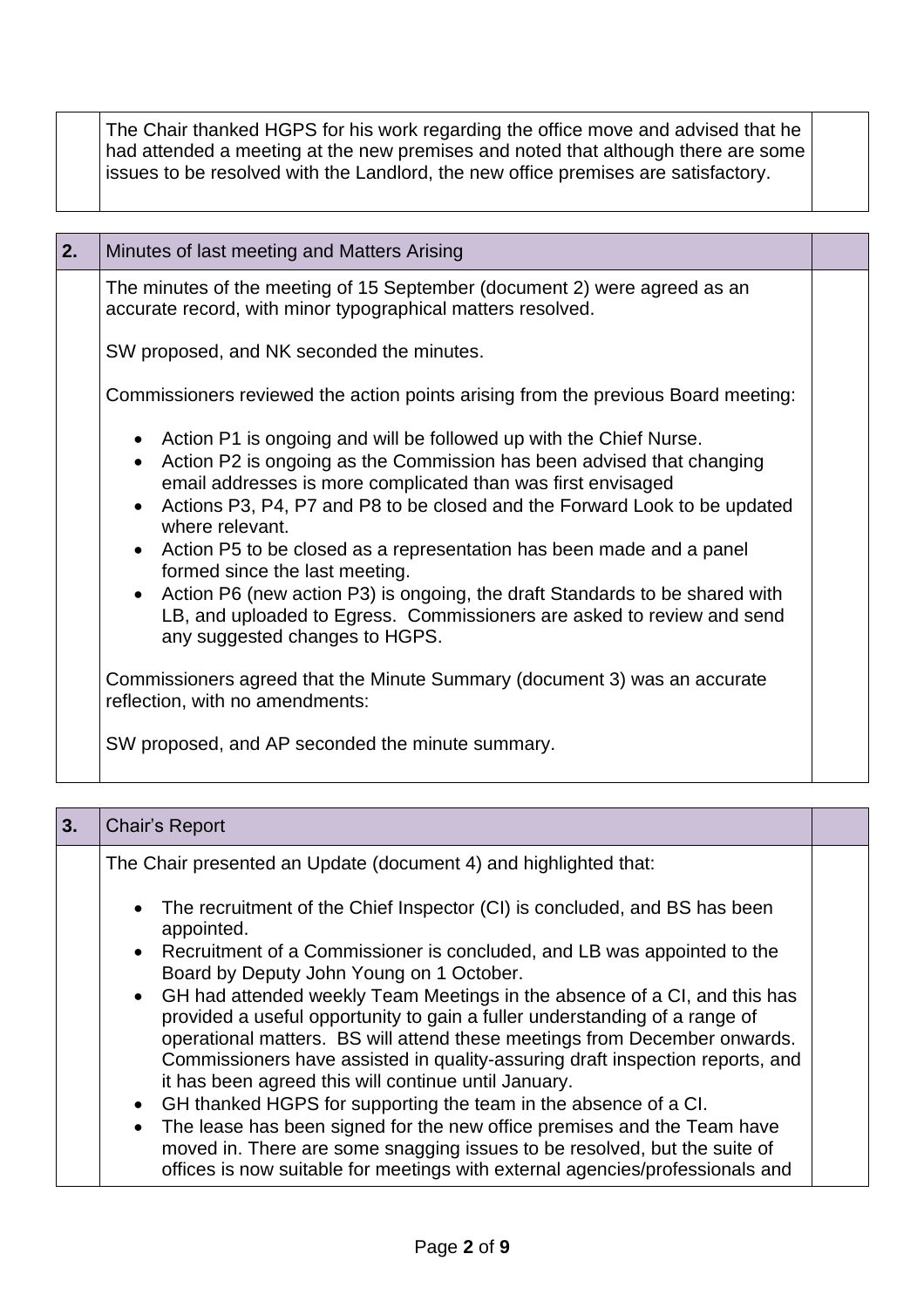The Chair thanked HGPS for his work regarding the office move and advised that he had attended a meeting at the new premises and noted that although there are some issues to be resolved with the Landlord, the new office premises are satisfactory.

| **2.** | Minutes of last meeting and Matters Arising | |
|---|---|---|

The minutes of the meeting of 15 September (document 2) were agreed as an accurate record, with minor typographical matters resolved.

SW proposed, and NK seconded the minutes.

Commissioners reviewed the action points arising from the previous Board meeting:

- Action P1 is ongoing and will be followed up with the Chief Nurse.
- Action P2 is ongoing as the Commission has been advised that changing email addresses is more complicated than was first envisaged
- Actions P3, P4, P7 and P8 to be closed and the Forward Look to be updated where relevant.
- Action P5 to be closed as a representation has been made and a panel formed since the last meeting.
- Action P6 (new action P3) is ongoing, the draft Standards to be shared with LB, and uploaded to Egress. Commissioners are asked to review and send any suggested changes to HGPS.

Commissioners agreed that the Minute Summary (document 3) was an accurate reflection, with no amendments:

SW proposed, and AP seconded the minute summary.

| **3.** | Chair's Report | |
|---|---|---|

The Chair presented an Update (document 4) and highlighted that:

- The recruitment of the Chief Inspector (CI) is concluded, and BS has been appointed.
- Recruitment of a Commissioner is concluded, and LB was appointed to the Board by Deputy John Young on 1 October.
- GH had attended weekly Team Meetings in the absence of a CI, and this has provided a useful opportunity to gain a fuller understanding of a range of operational matters. BS will attend these meetings from December onwards. Commissioners have assisted in quality-assuring draft inspection reports, and it has been agreed this will continue until January.
- GH thanked HGPS for supporting the team in the absence of a CI.
- The lease has been signed for the new office premises and the Team have moved in. There are some snagging issues to be resolved, but the suite of offices is now suitable for meetings with external agencies/professionals and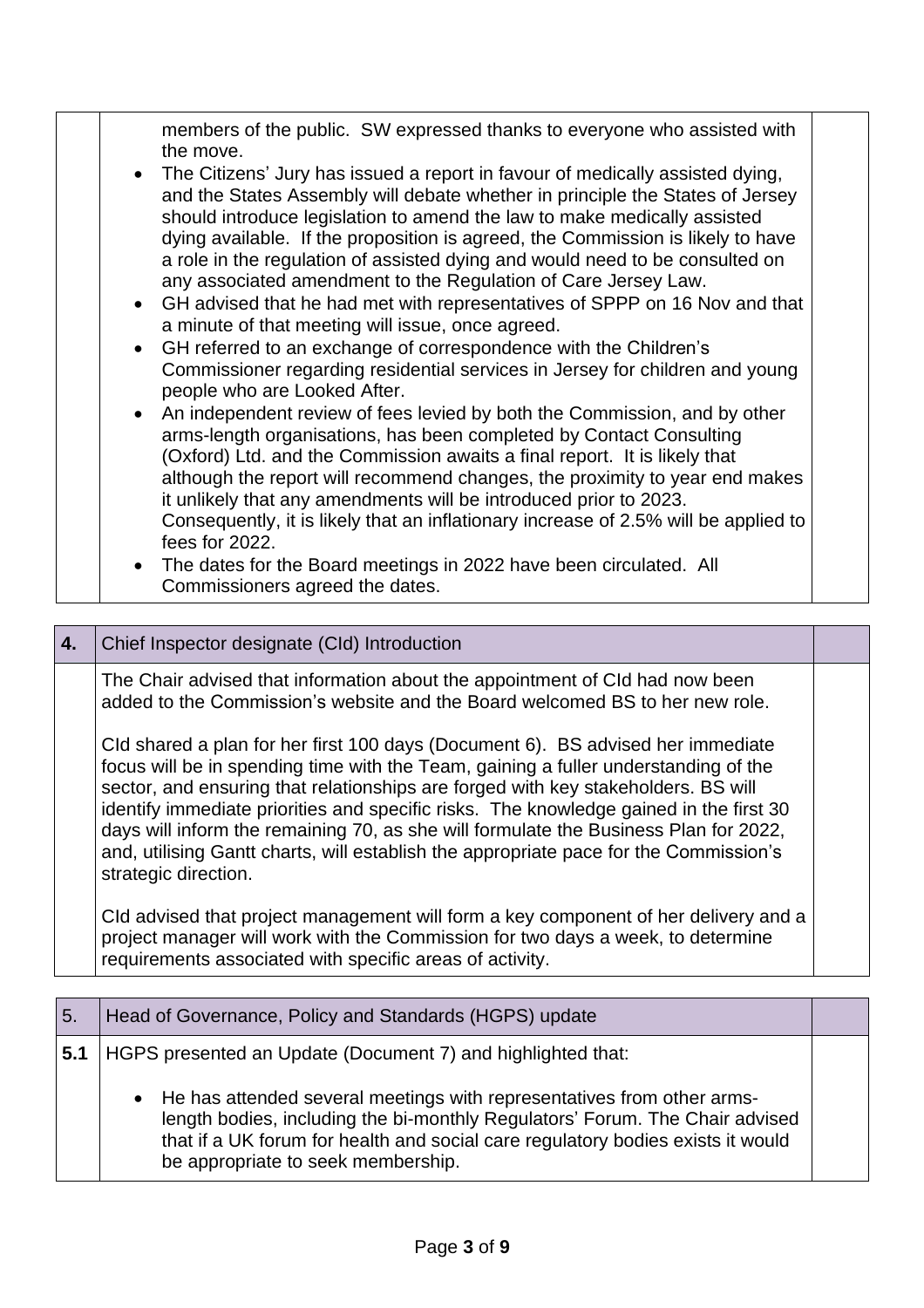| | | |
|---|---|---|
| | members of the public. SW expressed thanks to everyone who assisted with the move.<br>• The Citizens' Jury has issued a report in favour of medically assisted dying, and the States Assembly will debate whether in principle the States of Jersey should introduce legislation to amend the law to make medically assisted dying available. If the proposition is agreed, the Commission is likely to have a role in the regulation of assisted dying and would need to be consulted on any associated amendment to the Regulation of Care Jersey Law.<br>• GH advised that he had met with representatives of SPPP on 16 Nov and that a minute of that meeting will issue, once agreed.<br>• GH referred to an exchange of correspondence with the Children's Commissioner regarding residential services in Jersey for children and young people who are Looked After.<br>• An independent review of fees levied by both the Commission, and by other arms-length organisations, has been completed by Contact Consulting (Oxford) Ltd. and the Commission awaits a final report. It is likely that although the report will recommend changes, the proximity to year end makes it unlikely that any amendments will be introduced prior to 2023. Consequently, it is likely that an inflationary increase of 2.5% will be applied to fees for 2022.<br>• The dates for the Board meetings in 2022 have been circulated. All Commissioners agreed the dates. | |

| **4.** | Chief Inspector designate (CId) Introduction | |
|---|---|---|
| | The Chair advised that information about the appointment of CId had now been added to the Commission's website and the Board welcomed BS to her new role.<br><br>CId shared a plan for her first 100 days (Document 6). BS advised her immediate focus will be in spending time with the Team, gaining a fuller understanding of the sector, and ensuring that relationships are forged with key stakeholders. BS will identify immediate priorities and specific risks. The knowledge gained in the first 30 days will inform the remaining 70, as she will formulate the Business Plan for 2022, and, utilising Gantt charts, will establish the appropriate pace for the Commission's strategic direction.<br><br>CId advised that project management will form a key component of her delivery and a project manager will work with the Commission for two days a week, to determine requirements associated with specific areas of activity. | |

| 5. | Head of Governance, Policy and Standards (HGPS) update | |
|---|---|---|
| **5.1** | HGPS presented an Update (Document 7) and highlighted that:<br><br>• He has attended several meetings with representatives from other arms-length bodies, including the bi-monthly Regulators' Forum. The Chair advised that if a UK forum for health and social care regulatory bodies exists it would be appropriate to seek membership. | |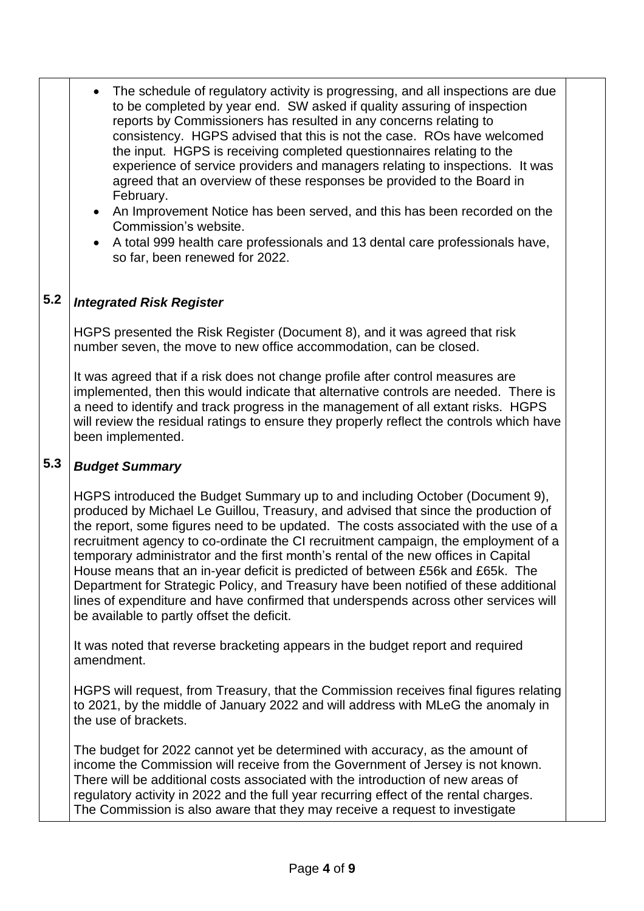- The schedule of regulatory activity is progressing, and all inspections are due to be completed by year end. SW asked if quality assuring of inspection reports by Commissioners has resulted in any concerns relating to consistency. HGPS advised that this is not the case. ROs have welcomed the input. HGPS is receiving completed questionnaires relating to the experience of service providers and managers relating to inspections. It was agreed that an overview of these responses be provided to the Board in February.
- An Improvement Notice has been served, and this has been recorded on the Commission's website.
- A total 999 health care professionals and 13 dental care professionals have, so far, been renewed for 2022.

### 5.2 *Integrated Risk Register*

HGPS presented the Risk Register (Document 8), and it was agreed that risk number seven, the move to new office accommodation, can be closed.

It was agreed that if a risk does not change profile after control measures are implemented, then this would indicate that alternative controls are needed. There is a need to identify and track progress in the management of all extant risks. HGPS will review the residual ratings to ensure they properly reflect the controls which have been implemented.

### 5.3 *Budget Summary*

HGPS introduced the Budget Summary up to and including October (Document 9), produced by Michael Le Guillou, Treasury, and advised that since the production of the report, some figures need to be updated. The costs associated with the use of a recruitment agency to co-ordinate the CI recruitment campaign, the employment of a temporary administrator and the first month's rental of the new offices in Capital House means that an in-year deficit is predicted of between £56k and £65k. The Department for Strategic Policy, and Treasury have been notified of these additional lines of expenditure and have confirmed that underspends across other services will be available to partly offset the deficit.

It was noted that reverse bracketing appears in the budget report and required amendment.

HGPS will request, from Treasury, that the Commission receives final figures relating to 2021, by the middle of January 2022 and will address with MLeG the anomaly in the use of brackets.

The budget for 2022 cannot yet be determined with accuracy, as the amount of income the Commission will receive from the Government of Jersey is not known. There will be additional costs associated with the introduction of new areas of regulatory activity in 2022 and the full year recurring effect of the rental charges. The Commission is also aware that they may receive a request to investigate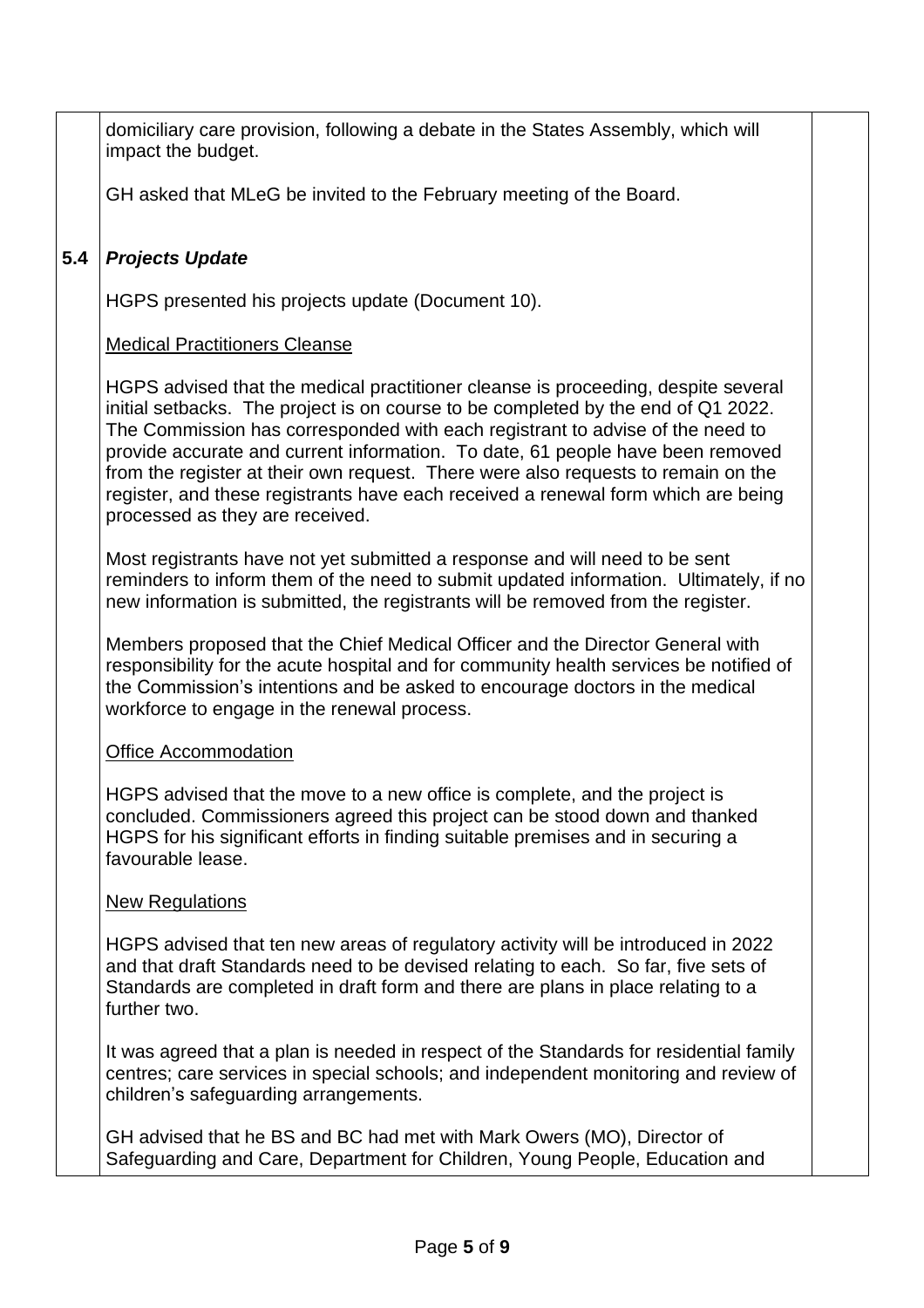domiciliary care provision, following a debate in the States Assembly, which will impact the budget.

GH asked that MLeG be invited to the February meeting of the Board.

## 5.4 *Projects Update*

HGPS presented his projects update (Document 10).

Medical Practitioners Cleanse

HGPS advised that the medical practitioner cleanse is proceeding, despite several initial setbacks. The project is on course to be completed by the end of Q1 2022. The Commission has corresponded with each registrant to advise of the need to provide accurate and current information. To date, 61 people have been removed from the register at their own request. There were also requests to remain on the register, and these registrants have each received a renewal form which are being processed as they are received.

Most registrants have not yet submitted a response and will need to be sent reminders to inform them of the need to submit updated information. Ultimately, if no new information is submitted, the registrants will be removed from the register.

Members proposed that the Chief Medical Officer and the Director General with responsibility for the acute hospital and for community health services be notified of the Commission's intentions and be asked to encourage doctors in the medical workforce to engage in the renewal process.

Office Accommodation

HGPS advised that the move to a new office is complete, and the project is concluded. Commissioners agreed this project can be stood down and thanked HGPS for his significant efforts in finding suitable premises and in securing a favourable lease.

New Regulations

HGPS advised that ten new areas of regulatory activity will be introduced in 2022 and that draft Standards need to be devised relating to each. So far, five sets of Standards are completed in draft form and there are plans in place relating to a further two.

It was agreed that a plan is needed in respect of the Standards for residential family centres; care services in special schools; and independent monitoring and review of children's safeguarding arrangements.

GH advised that he BS and BC had met with Mark Owers (MO), Director of Safeguarding and Care, Department for Children, Young People, Education and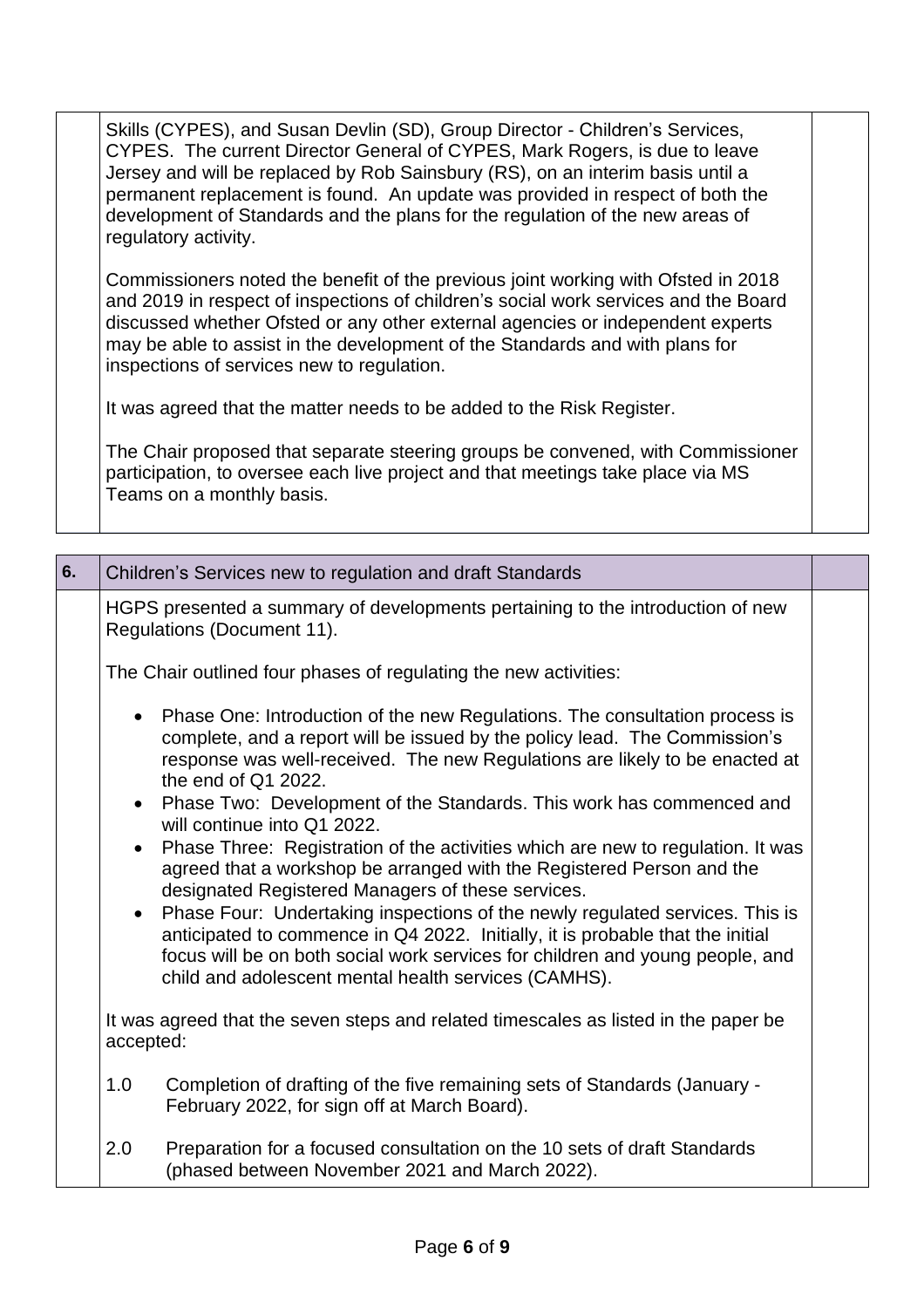Skills (CYPES), and Susan Devlin (SD), Group Director - Children's Services, CYPES. The current Director General of CYPES, Mark Rogers, is due to leave Jersey and will be replaced by Rob Sainsbury (RS), on an interim basis until a permanent replacement is found. An update was provided in respect of both the development of Standards and the plans for the regulation of the new areas of regulatory activity.

Commissioners noted the benefit of the previous joint working with Ofsted in 2018 and 2019 in respect of inspections of children's social work services and the Board discussed whether Ofsted or any other external agencies or independent experts may be able to assist in the development of the Standards and with plans for inspections of services new to regulation.

It was agreed that the matter needs to be added to the Risk Register.

The Chair proposed that separate steering groups be convened, with Commissioner participation, to oversee each live project and that meetings take place via MS Teams on a monthly basis.

## 6. Children's Services new to regulation and draft Standards

HGPS presented a summary of developments pertaining to the introduction of new Regulations (Document 11).

The Chair outlined four phases of regulating the new activities:

- Phase One: Introduction of the new Regulations. The consultation process is complete, and a report will be issued by the policy lead. The Commission's response was well-received. The new Regulations are likely to be enacted at the end of Q1 2022.
- Phase Two: Development of the Standards. This work has commenced and will continue into Q1 2022.
- Phase Three: Registration of the activities which are new to regulation. It was agreed that a workshop be arranged with the Registered Person and the designated Registered Managers of these services.
- Phase Four: Undertaking inspections of the newly regulated services. This is anticipated to commence in Q4 2022. Initially, it is probable that the initial focus will be on both social work services for children and young people, and child and adolescent mental health services (CAMHS).

It was agreed that the seven steps and related timescales as listed in the paper be accepted:

1.0 Completion of drafting of the five remaining sets of Standards (January - February 2022, for sign off at March Board).

2.0 Preparation for a focused consultation on the 10 sets of draft Standards (phased between November 2021 and March 2022).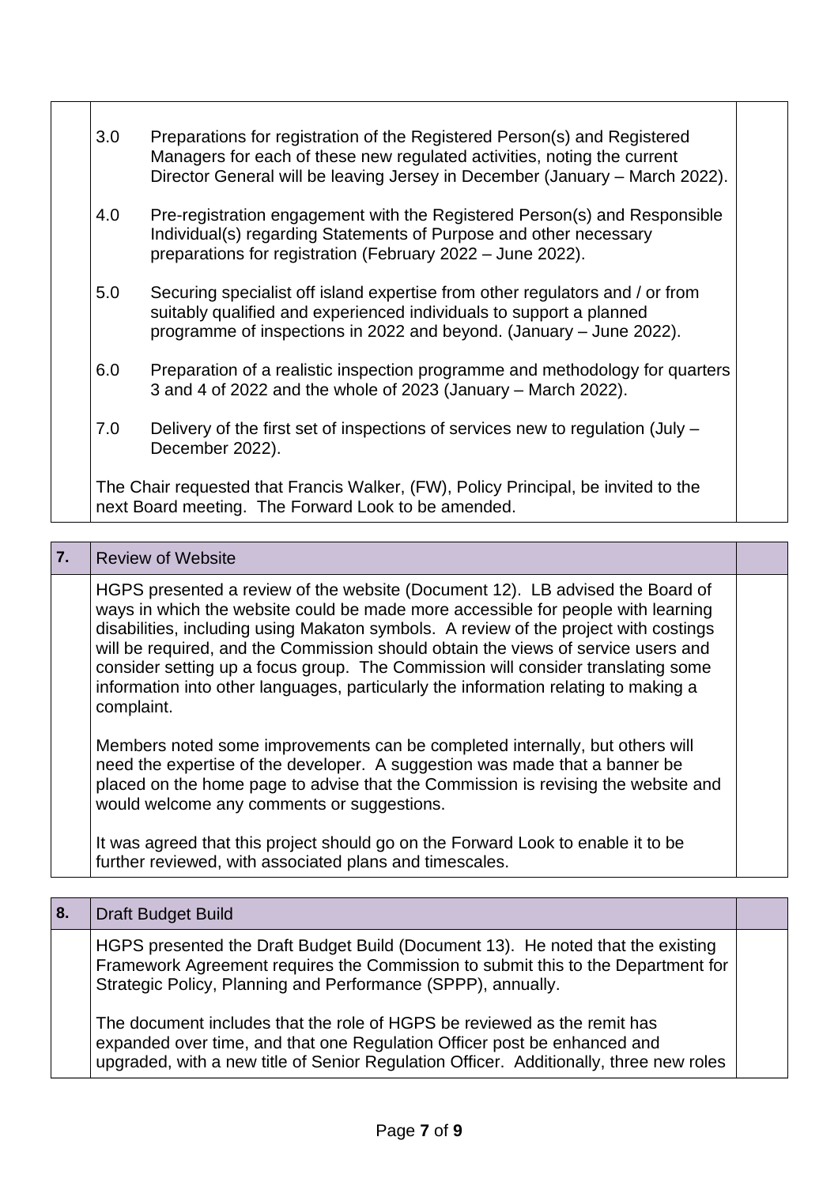3.0 Preparations for registration of the Registered Person(s) and Registered Managers for each of these new regulated activities, noting the current Director General will be leaving Jersey in December (January – March 2022).

4.0 Pre-registration engagement with the Registered Person(s) and Responsible Individual(s) regarding Statements of Purpose and other necessary preparations for registration (February 2022 – June 2022).

5.0 Securing specialist off island expertise from other regulators and / or from suitably qualified and experienced individuals to support a planned programme of inspections in 2022 and beyond. (January – June 2022).

6.0 Preparation of a realistic inspection programme and methodology for quarters 3 and 4 of 2022 and the whole of 2023 (January – March 2022).

7.0 Delivery of the first set of inspections of services new to regulation (July – December 2022).

The Chair requested that Francis Walker, (FW), Policy Principal, be invited to the next Board meeting. The Forward Look to be amended.

| 7. | Review of Website | |
|---|---|---|
| | HGPS presented a review of the website (Document 12). LB advised the Board of ways in which the website could be made more accessible for people with learning disabilities, including using Makaton symbols. A review of the project with costings will be required, and the Commission should obtain the views of service users and consider setting up a focus group. The Commission will consider translating some information into other languages, particularly the information relating to making a complaint.<br><br>Members noted some improvements can be completed internally, but others will need the expertise of the developer. A suggestion was made that a banner be placed on the home page to advise that the Commission is revising the website and would welcome any comments or suggestions.<br><br>It was agreed that this project should go on the Forward Look to enable it to be further reviewed, with associated plans and timescales. | |

| 8. | Draft Budget Build | |
|---|---|---|
| | HGPS presented the Draft Budget Build (Document 13). He noted that the existing Framework Agreement requires the Commission to submit this to the Department for Strategic Policy, Planning and Performance (SPPP), annually.<br><br>The document includes that the role of HGPS be reviewed as the remit has expanded over time, and that one Regulation Officer post be enhanced and upgraded, with a new title of Senior Regulation Officer. Additionally, three new roles | |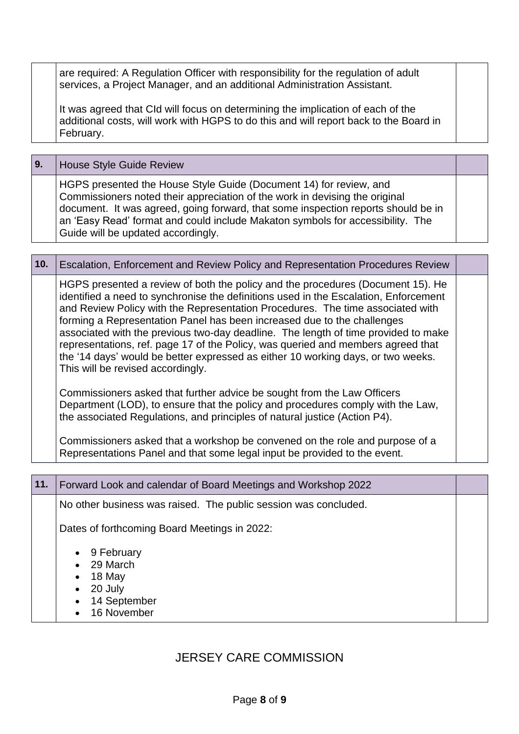| | | |
|---|---|---|
| | are required: A Regulation Officer with responsibility for the regulation of adult services, a Project Manager, and an additional Administration Assistant.<br><br>It was agreed that CId will focus on determining the implication of each of the additional costs, will work with HGPS to do this and will report back to the Board in February. | |

| | | |
|---|---|---|
| **9.** | House Style Guide Review | |
| | HGPS presented the House Style Guide (Document 14) for review, and Commissioners noted their appreciation of the work in devising the original document. It was agreed, going forward, that some inspection reports should be in an 'Easy Read' format and could include Makaton symbols for accessibility. The Guide will be updated accordingly. | |

| | | |
|---|---|---|
| **10.** | Escalation, Enforcement and Review Policy and Representation Procedures Review | |
| | HGPS presented a review of both the policy and the procedures (Document 15). He identified a need to synchronise the definitions used in the Escalation, Enforcement and Review Policy with the Representation Procedures. The time associated with forming a Representation Panel has been increased due to the challenges associated with the previous two-day deadline. The length of time provided to make representations, ref. page 17 of the Policy, was queried and members agreed that the '14 days' would be better expressed as either 10 working days, or two weeks. This will be revised accordingly.<br><br>Commissioners asked that further advice be sought from the Law Officers Department (LOD), to ensure that the policy and procedures comply with the Law, the associated Regulations, and principles of natural justice (Action P4).<br><br>Commissioners asked that a workshop be convened on the role and purpose of a Representations Panel and that some legal input be provided to the event. | |

| | | |
|---|---|---|
| **11.** | Forward Look and calendar of Board Meetings and Workshop 2022 | |
| | No other business was raised. The public session was concluded.<br><br>Dates of forthcoming Board Meetings in 2022:<br><br>• 9 February<br>• 29 March<br>• 18 May<br>• 20 July<br>• 14 September<br>• 16 November | |

JERSEY CARE COMMISSION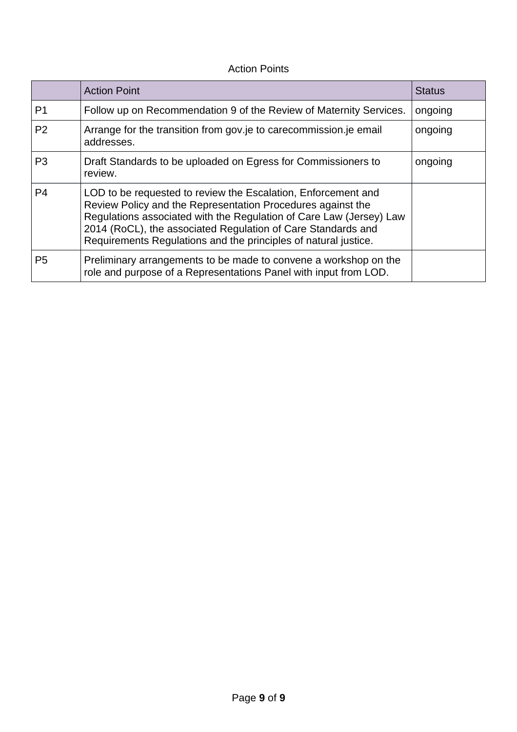Action Points

| | Action Point | Status |
|---|---|---|
| P1 | Follow up on Recommendation 9 of the Review of Maternity Services. | ongoing |
| P2 | Arrange for the transition from gov.je to carecommission.je email addresses. | ongoing |
| P3 | Draft Standards to be uploaded on Egress for Commissioners to review. | ongoing |
| P4 | LOD to be requested to review the Escalation, Enforcement and Review Policy and the Representation Procedures against the Regulations associated with the Regulation of Care Law (Jersey) Law 2014 (RoCL), the associated Regulation of Care Standards and Requirements Regulations and the principles of natural justice. | |
| P5 | Preliminary arrangements to be made to convene a workshop on the role and purpose of a Representations Panel with input from LOD. | |